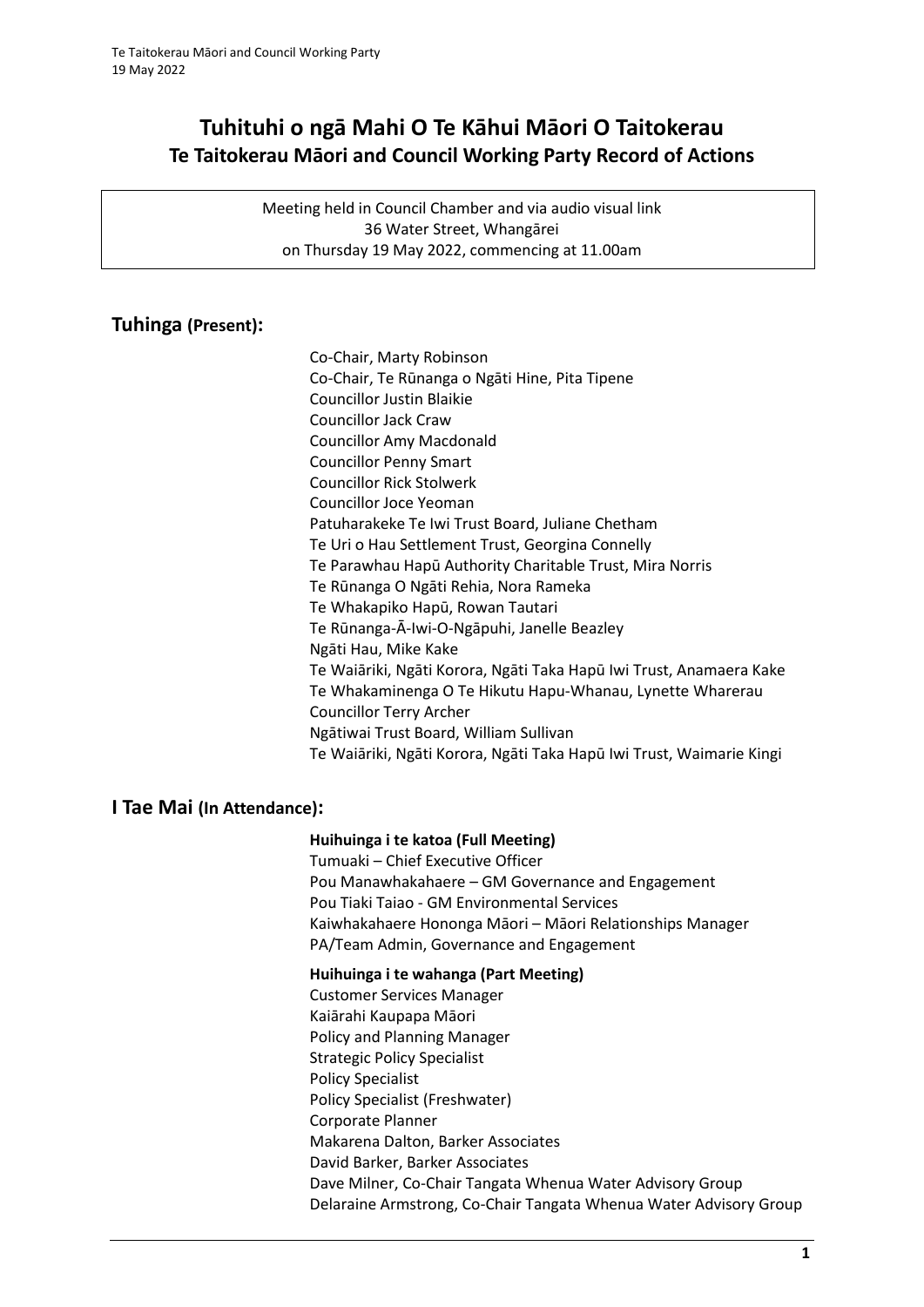# Tuhituhi o ngā Mahi O Te Kāhui Māori O Taitokerau
## Te Taitokerau Māori and Council Working Party Record of Actions

Meeting held in Council Chamber and via audio visual link
36 Water Street, Whangārei
on Thursday 19 May 2022, commencing at 11.00am

## Tuhinga (Present):

Co-Chair, Marty Robinson
Co-Chair, Te Rūnanga o Ngāti Hine, Pita Tipene
Councillor Justin Blaikie
Councillor Jack Craw
Councillor Amy Macdonald
Councillor Penny Smart
Councillor Rick Stolwerk
Councillor Joce Yeoman
Patuharakeke Te Iwi Trust Board, Juliane Chetham
Te Uri o Hau Settlement Trust, Georgina Connelly
Te Parawhau Hapū Authority Charitable Trust, Mira Norris
Te Rūnanga O Ngāti Rehia, Nora Rameka
Te Whakapiko Hapū, Rowan Tautari
Te Rūnanga-Ā-Iwi-O-Ngāpuhi, Janelle Beazley
Ngāti Hau, Mike Kake
Te Waiāriki, Ngāti Korora, Ngāti Taka Hapū Iwi Trust, Anamaera Kake
Te Whakaminenga O Te Hikutu Hapu-Whanau, Lynette Wharerau
Councillor Terry Archer
Ngātiwai Trust Board, William Sullivan
Te Waiāriki, Ngāti Korora, Ngāti Taka Hapū Iwi Trust, Waimarie Kingi

## I Tae Mai (In Attendance):

**Huihuinga i te katoa (Full Meeting)**
Tumuaki – Chief Executive Officer
Pou Manawhakahaere – GM Governance and Engagement
Pou Tiaki Taiao - GM Environmental Services
Kaiwhakahaere Hononga Māori – Māori Relationships Manager
PA/Team Admin, Governance and Engagement

**Huihuinga i te wahanga (Part Meeting)**
Customer Services Manager
Kaiārahi Kaupapa Māori
Policy and Planning Manager
Strategic Policy Specialist
Policy Specialist
Policy Specialist (Freshwater)
Corporate Planner
Makarena Dalton, Barker Associates
David Barker, Barker Associates
Dave Milner, Co-Chair Tangata Whenua Water Advisory Group
Delaraine Armstrong, Co-Chair Tangata Whenua Water Advisory Group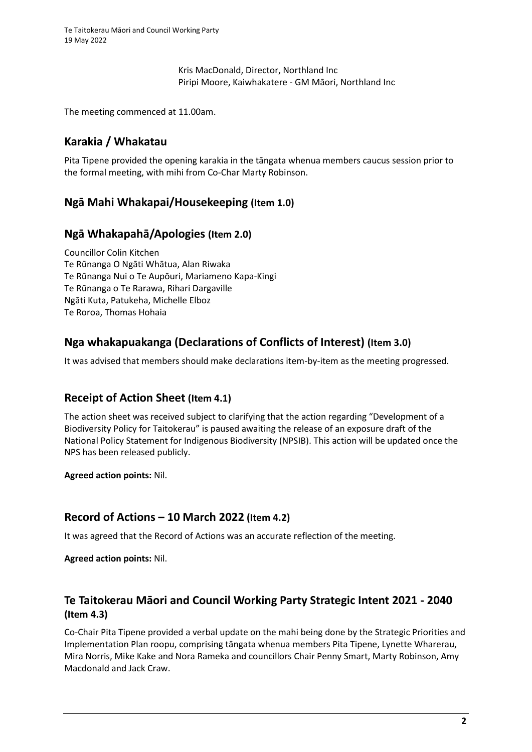Kris MacDonald, Director, Northland Inc
Piripi Moore, Kaiwhakatere - GM Māori, Northland Inc

The meeting commenced at 11.00am.

## Karakia / Whakatau

Pita Tipene provided the opening karakia in the tāngata whenua members caucus session prior to the formal meeting, with mihi from Co-Char Marty Robinson.

## Ngā Mahi Whakapai/Housekeeping (Item 1.0)

## Ngā Whakapahā/Apologies (Item 2.0)

Councillor Colin Kitchen
Te Rūnanga O Ngāti Whātua, Alan Riwaka
Te Rūnanga Nui o Te Aupōuri, Mariameno Kapa-Kingi
Te Rūnanga o Te Rarawa, Rihari Dargaville
Ngāti Kuta, Patukeha, Michelle Elboz
Te Roroa, Thomas Hohaia

## Nga whakapuakanga (Declarations of Conflicts of Interest) (Item 3.0)

It was advised that members should make declarations item-by-item as the meeting progressed.

## Receipt of Action Sheet (Item 4.1)

The action sheet was received subject to clarifying that the action regarding "Development of a Biodiversity Policy for Taitokerau" is paused awaiting the release of an exposure draft of the National Policy Statement for Indigenous Biodiversity (NPSIB). This action will be updated once the NPS has been released publicly.

**Agreed action points:** Nil.

## Record of Actions – 10 March 2022 (Item 4.2)

It was agreed that the Record of Actions was an accurate reflection of the meeting.

**Agreed action points:** Nil.

## Te Taitokerau Māori and Council Working Party Strategic Intent 2021 - 2040 (Item 4.3)

Co-Chair Pita Tipene provided a verbal update on the mahi being done by the Strategic Priorities and Implementation Plan roopu, comprising tāngata whenua members Pita Tipene, Lynette Wharerau, Mira Norris, Mike Kake and Nora Rameka and councillors Chair Penny Smart, Marty Robinson, Amy Macdonald and Jack Craw.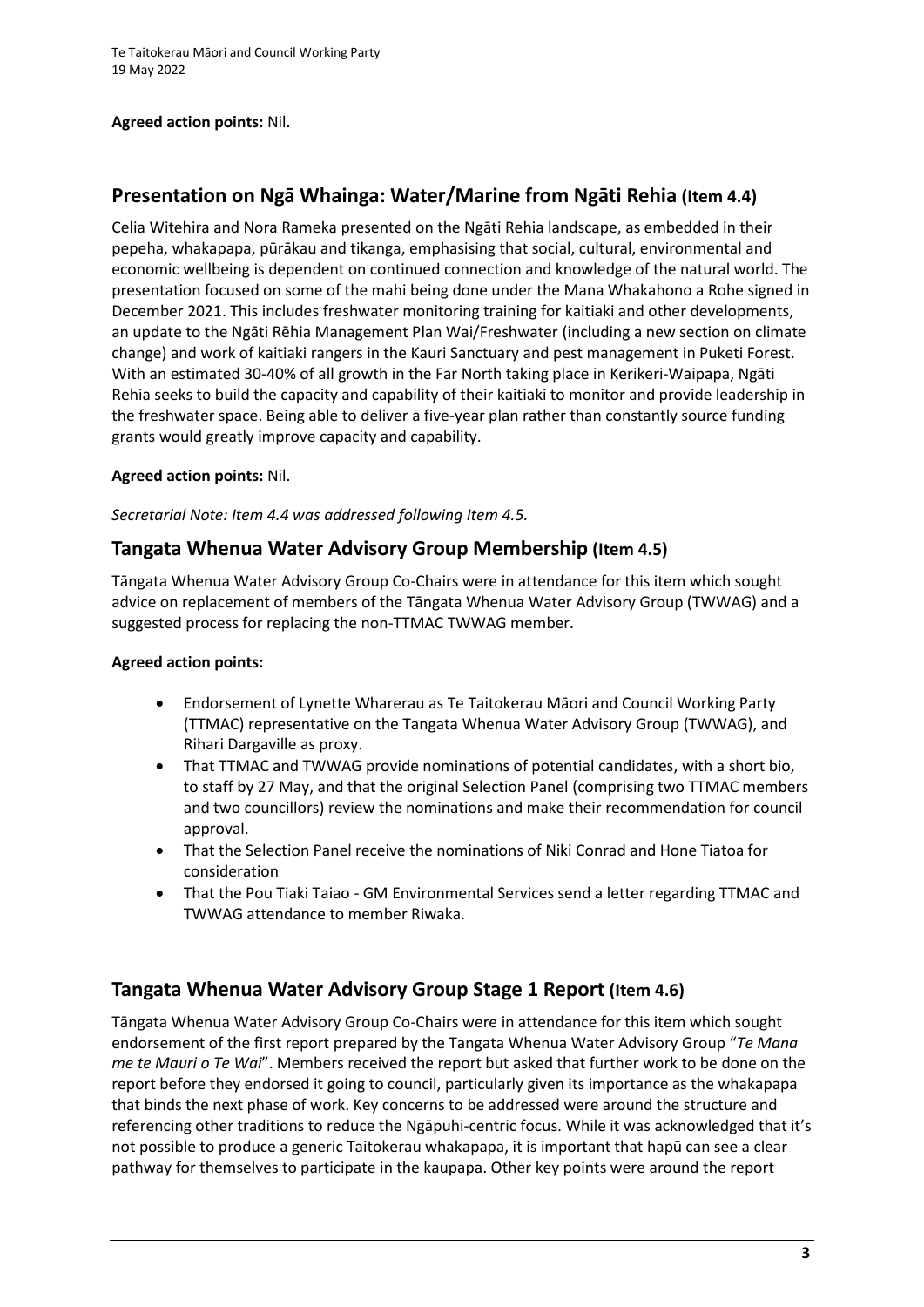**Agreed action points:** Nil.

## Presentation on Ngā Whainga: Water/Marine from Ngāti Rehia (Item 4.4)

Celia Witehira and Nora Rameka presented on the Ngāti Rehia landscape, as embedded in their pepeha, whakapapa, pūrākau and tikanga, emphasising that social, cultural, environmental and economic wellbeing is dependent on continued connection and knowledge of the natural world. The presentation focused on some of the mahi being done under the Mana Whakahono a Rohe signed in December 2021. This includes freshwater monitoring training for kaitiaki and other developments, an update to the Ngāti Rēhia Management Plan Wai/Freshwater (including a new section on climate change) and work of kaitiaki rangers in the Kauri Sanctuary and pest management in Puketi Forest. With an estimated 30-40% of all growth in the Far North taking place in Kerikeri-Waipapa, Ngāti Rehia seeks to build the capacity and capability of their kaitiaki to monitor and provide leadership in the freshwater space. Being able to deliver a five-year plan rather than constantly source funding grants would greatly improve capacity and capability.

**Agreed action points:** Nil.

*Secretarial Note: Item 4.4 was addressed following Item 4.5.*

## Tangata Whenua Water Advisory Group Membership (Item 4.5)

Tāngata Whenua Water Advisory Group Co-Chairs were in attendance for this item which sought advice on replacement of members of the Tāngata Whenua Water Advisory Group (TWWAG) and a suggested process for replacing the non-TTMAC TWWAG member.

**Agreed action points:**

- Endorsement of Lynette Wharerau as Te Taitokerau Māori and Council Working Party (TTMAC) representative on the Tangata Whenua Water Advisory Group (TWWAG), and Rihari Dargaville as proxy.
- That TTMAC and TWWAG provide nominations of potential candidates, with a short bio, to staff by 27 May, and that the original Selection Panel (comprising two TTMAC members and two councillors) review the nominations and make their recommendation for council approval.
- That the Selection Panel receive the nominations of Niki Conrad and Hone Tiatoa for consideration
- That the Pou Tiaki Taiao - GM Environmental Services send a letter regarding TTMAC and TWWAG attendance to member Riwaka.

## Tangata Whenua Water Advisory Group Stage 1 Report (Item 4.6)

Tāngata Whenua Water Advisory Group Co-Chairs were in attendance for this item which sought endorsement of the first report prepared by the Tangata Whenua Water Advisory Group "*Te Mana me te Mauri o Te Wai*". Members received the report but asked that further work to be done on the report before they endorsed it going to council, particularly given its importance as the whakapapa that binds the next phase of work. Key concerns to be addressed were around the structure and referencing other traditions to reduce the Ngāpuhi-centric focus. While it was acknowledged that it's not possible to produce a generic Taitokerau whakapapa, it is important that hapū can see a clear pathway for themselves to participate in the kaupapa. Other key points were around the report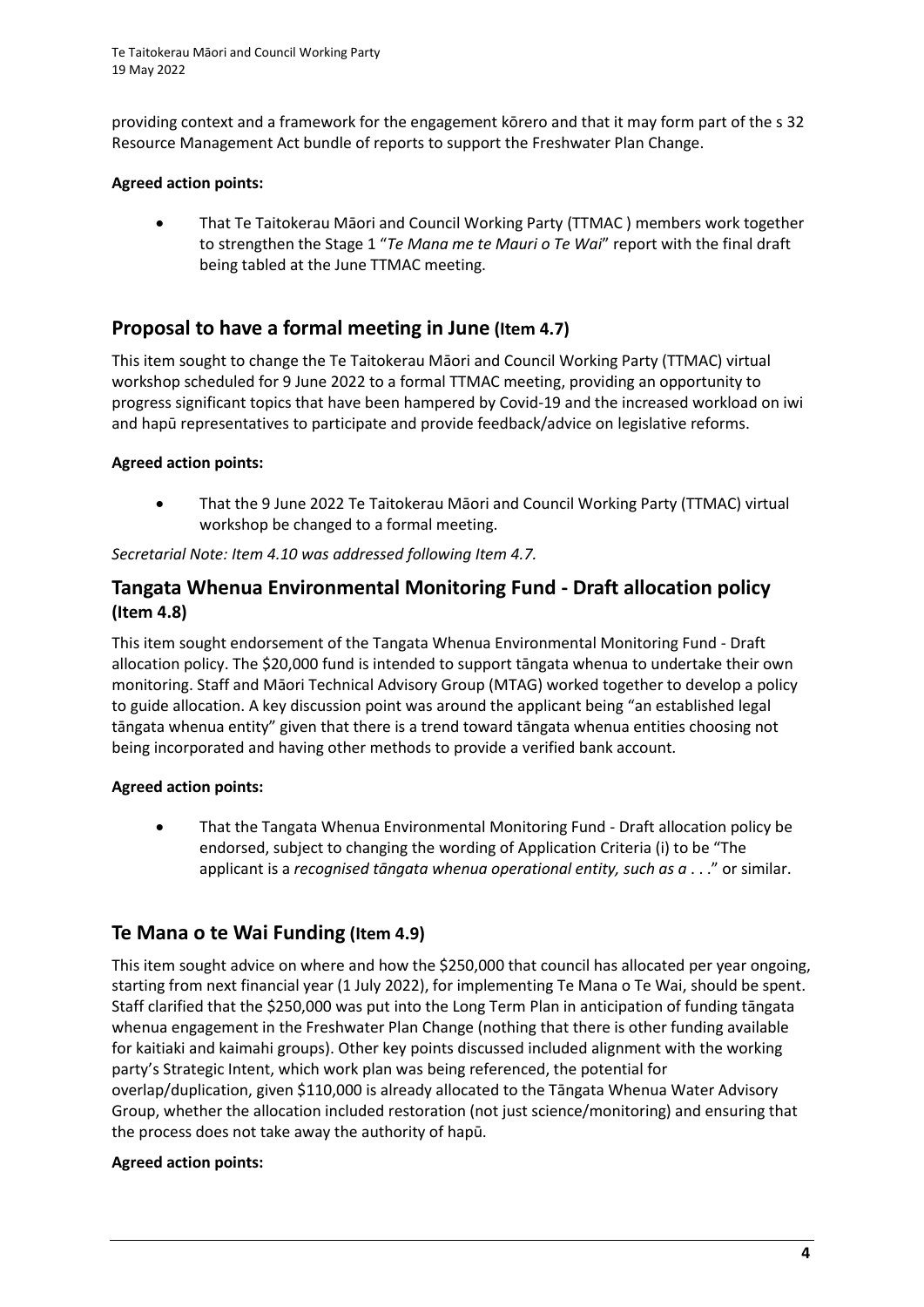providing context and a framework for the engagement kōrero and that it may form part of the s 32 Resource Management Act bundle of reports to support the Freshwater Plan Change.

**Agreed action points:**

- That Te Taitokerau Māori and Council Working Party (TTMAC ) members work together to strengthen the Stage 1 "*Te Mana me te Mauri o Te Wai*" report with the final draft being tabled at the June TTMAC meeting.

## Proposal to have a formal meeting in June (Item 4.7)

This item sought to change the Te Taitokerau Māori and Council Working Party (TTMAC) virtual workshop scheduled for 9 June 2022 to a formal TTMAC meeting, providing an opportunity to progress significant topics that have been hampered by Covid-19 and the increased workload on iwi and hapū representatives to participate and provide feedback/advice on legislative reforms.

**Agreed action points:**

- That the 9 June 2022 Te Taitokerau Māori and Council Working Party (TTMAC) virtual workshop be changed to a formal meeting.

*Secretarial Note: Item 4.10 was addressed following Item 4.7.*

## Tangata Whenua Environmental Monitoring Fund - Draft allocation policy (Item 4.8)

This item sought endorsement of the Tangata Whenua Environmental Monitoring Fund - Draft allocation policy. The $20,000 fund is intended to support tāngata whenua to undertake their own monitoring. Staff and Māori Technical Advisory Group (MTAG) worked together to develop a policy to guide allocation. A key discussion point was around the applicant being "an established legal tāngata whenua entity" given that there is a trend toward tāngata whenua entities choosing not being incorporated and having other methods to provide a verified bank account.

**Agreed action points:**

- That the Tangata Whenua Environmental Monitoring Fund - Draft allocation policy be endorsed, subject to changing the wording of Application Criteria (i) to be "The applicant is a *recognised tāngata whenua operational entity, such as a* . . ." or similar.

## Te Mana o te Wai Funding (Item 4.9)

This item sought advice on where and how the $250,000 that council has allocated per year ongoing, starting from next financial year (1 July 2022), for implementing Te Mana o Te Wai, should be spent. Staff clarified that the $250,000 was put into the Long Term Plan in anticipation of funding tāngata whenua engagement in the Freshwater Plan Change (nothing that there is other funding available for kaitiaki and kaimahi groups). Other key points discussed included alignment with the working party's Strategic Intent, which work plan was being referenced, the potential for overlap/duplication, given $110,000 is already allocated to the Tāngata Whenua Water Advisory Group, whether the allocation included restoration (not just science/monitoring) and ensuring that the process does not take away the authority of hapū.

**Agreed action points:**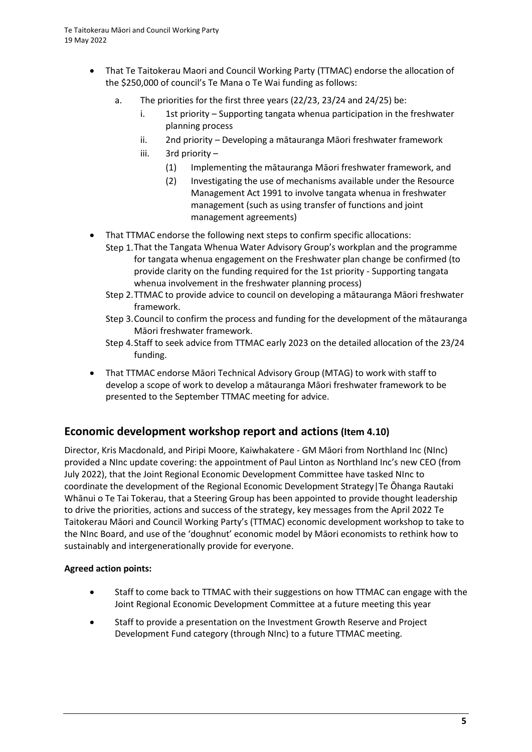- That Te Taitokerau Maori and Council Working Party (TTMAC) endorse the allocation of the $250,000 of council's Te Mana o Te Wai funding as follows:
  - a. The priorities for the first three years (22/23, 23/24 and 24/25) be:
    - i. 1st priority – Supporting tangata whenua participation in the freshwater planning process
    - ii. 2nd priority – Developing a mātauranga Māori freshwater framework
    - iii. 3rd priority –
      - (1) Implementing the mātauranga Māori freshwater framework, and
      - (2) Investigating the use of mechanisms available under the Resource Management Act 1991 to involve tangata whenua in freshwater management (such as using transfer of functions and joint management agreements)
- That TTMAC endorse the following next steps to confirm specific allocations:
  - Step 1. That the Tangata Whenua Water Advisory Group's workplan and the programme for tangata whenua engagement on the Freshwater plan change be confirmed (to provide clarity on the funding required for the 1st priority - Supporting tangata whenua involvement in the freshwater planning process)
  - Step 2. TTMAC to provide advice to council on developing a mātauranga Māori freshwater framework.
  - Step 3. Council to confirm the process and funding for the development of the mātauranga Māori freshwater framework.
  - Step 4. Staff to seek advice from TTMAC early 2023 on the detailed allocation of the 23/24 funding.
- That TTMAC endorse Māori Technical Advisory Group (MTAG) to work with staff to develop a scope of work to develop a mātauranga Māori freshwater framework to be presented to the September TTMAC meeting for advice.

## Economic development workshop report and actions (Item 4.10)

Director, Kris Macdonald, and Piripi Moore, Kaiwhakatere - GM Māori from Northland Inc (NInc) provided a NInc update covering: the appointment of Paul Linton as Northland Inc's new CEO (from July 2022), that the Joint Regional Economic Development Committee have tasked NInc to coordinate the development of the Regional Economic Development Strategy|Te Ōhanga Rautaki Whānui o Te Tai Tokerau, that a Steering Group has been appointed to provide thought leadership to drive the priorities, actions and success of the strategy, key messages from the April 2022 Te Taitokerau Māori and Council Working Party's (TTMAC) economic development workshop to take to the NInc Board, and use of the 'doughnut' economic model by Māori economists to rethink how to sustainably and intergenerationally provide for everyone.

**Agreed action points:**

- Staff to come back to TTMAC with their suggestions on how TTMAC can engage with the Joint Regional Economic Development Committee at a future meeting this year
- Staff to provide a presentation on the Investment Growth Reserve and Project Development Fund category (through NInc) to a future TTMAC meeting.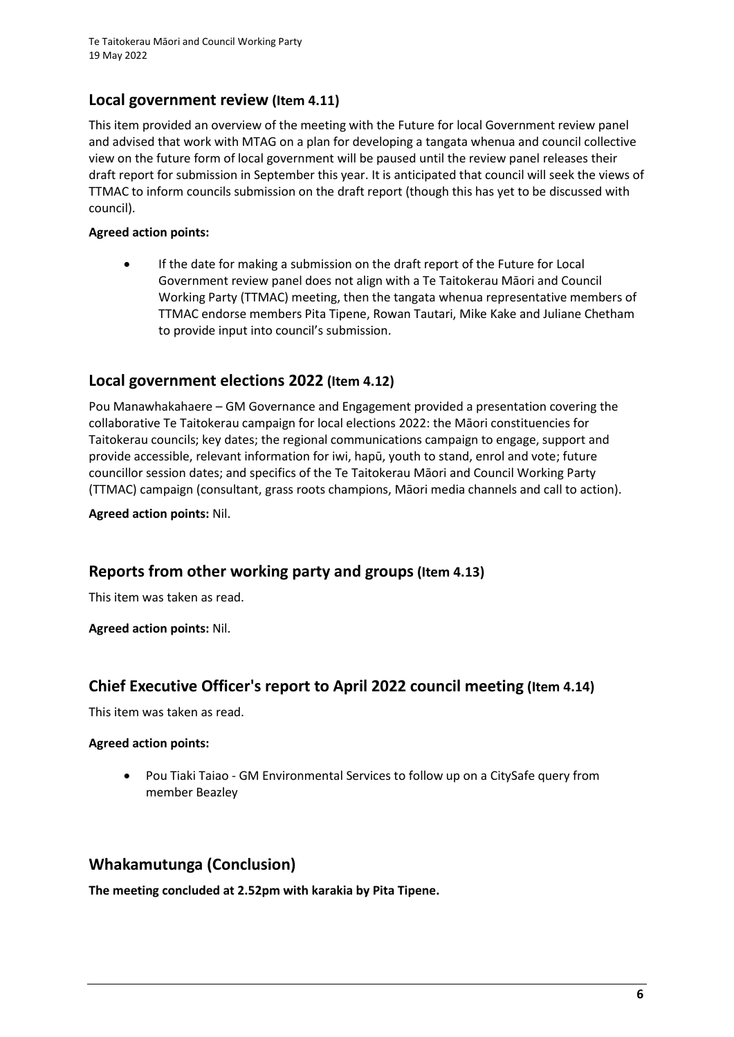## Local government review (Item 4.11)

This item provided an overview of the meeting with the Future for local Government review panel and advised that work with MTAG on a plan for developing a tangata whenua and council collective view on the future form of local government will be paused until the review panel releases their draft report for submission in September this year. It is anticipated that council will seek the views of TTMAC to inform councils submission on the draft report (though this has yet to be discussed with council).

**Agreed action points:**

- If the date for making a submission on the draft report of the Future for Local Government review panel does not align with a Te Taitokerau Māori and Council Working Party (TTMAC) meeting, then the tangata whenua representative members of TTMAC endorse members Pita Tipene, Rowan Tautari, Mike Kake and Juliane Chetham to provide input into council's submission.

## Local government elections 2022 (Item 4.12)

Pou Manawhakahaere – GM Governance and Engagement provided a presentation covering the collaborative Te Taitokerau campaign for local elections 2022: the Māori constituencies for Taitokerau councils; key dates; the regional communications campaign to engage, support and provide accessible, relevant information for iwi, hapū, youth to stand, enrol and vote; future councillor session dates; and specifics of the Te Taitokerau Māori and Council Working Party (TTMAC) campaign (consultant, grass roots champions, Māori media channels and call to action).

**Agreed action points:** Nil.

## Reports from other working party and groups (Item 4.13)

This item was taken as read.

**Agreed action points:** Nil.

## Chief Executive Officer's report to April 2022 council meeting (Item 4.14)

This item was taken as read.

**Agreed action points:**

- Pou Tiaki Taiao - GM Environmental Services to follow up on a CitySafe query from member Beazley

## Whakamutunga (Conclusion)

**The meeting concluded at 2.52pm with karakia by Pita Tipene.**